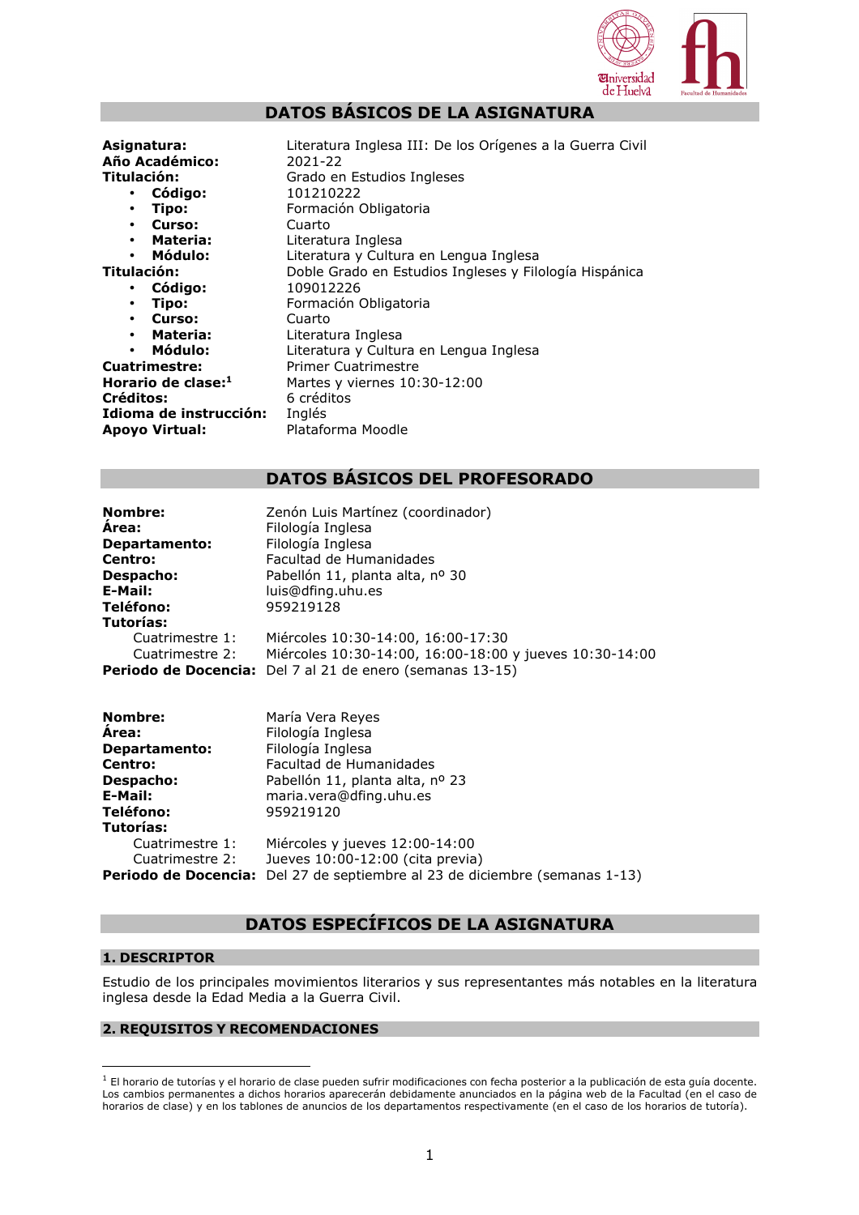## DATOS BÁSICOS DE LA ASIGNATURA

**Asignatura:** Literatura Inglesa III: De los Orígenes a la Guerra Civil
**Año Académico:** 2021-22
**Titulación:** Grado en Estudios Ingleses

- **Código:** 101210222
- **Tipo:** Formación Obligatoria
- **Curso:** Cuarto
- **Materia:** Literatura Inglesa
- **Módulo:** Literatura y Cultura en Lengua Inglesa

**Titulación:** Doble Grado en Estudios Ingleses y Filología Hispánica

- **Código:** 109012226
- **Tipo:** Formación Obligatoria
- **Curso:** Cuarto
- **Materia:** Literatura Inglesa
- **Módulo:** Literatura y Cultura en Lengua Inglesa

**Cuatrimestre:** Primer Cuatrimestre
**Horario de clase:[1]** Martes y viernes 10:30-12:00
**Créditos:** 6 créditos
**Idioma de instrucción:** Inglés
**Apoyo Virtual:** Plataforma Moodle

## DATOS BÁSICOS DEL PROFESORADO

**Nombre:** Zenón Luis Martínez (coordinador)
**Área:** Filología Inglesa
**Departamento:** Filología Inglesa
**Centro:** Facultad de Humanidades
**Despacho:** Pabellón 11, planta alta, nº 30
**E-Mail:** luis@dfing.uhu.es
**Teléfono:** 959219128
**Tutorías:**
Cuatrimestre 1: Miércoles 10:30-14:00, 16:00-17:30
Cuatrimestre 2: Miércoles 10:30-14:00, 16:00-18:00 y jueves 10:30-14:00
**Periodo de Docencia:** Del 7 al 21 de enero (semanas 13-15)

**Nombre:** María Vera Reyes
**Área:** Filología Inglesa
**Departamento:** Filología Inglesa
**Centro:** Facultad de Humanidades
**Despacho:** Pabellón 11, planta alta, nº 23
**E-Mail:** maria.vera@dfing.uhu.es
**Teléfono:** 959219120
**Tutorías:**
Cuatrimestre 1: Miércoles y jueves 12:00-14:00
Cuatrimestre 2: Jueves 10:00-12:00 (cita previa)
**Periodo de Docencia:** Del 27 de septiembre al 23 de diciembre (semanas 1-13)

## DATOS ESPECÍFICOS DE LA ASIGNATURA

### 1. DESCRIPTOR

Estudio de los principales movimientos literarios y sus representantes más notables en la literatura inglesa desde la Edad Media a la Guerra Civil.

### 2. REQUISITOS Y RECOMENDACIONES

---

[1] El horario de tutorías y el horario de clase pueden sufrir modificaciones con fecha posterior a la publicación de esta guía docente. Los cambios permanentes a dichos horarios aparecerán debidamente anunciados en la página web de la Facultad (en el caso de horarios de clase) y en los tablones de anuncios de los departamentos respectivamente (en el caso de los horarios de tutoría).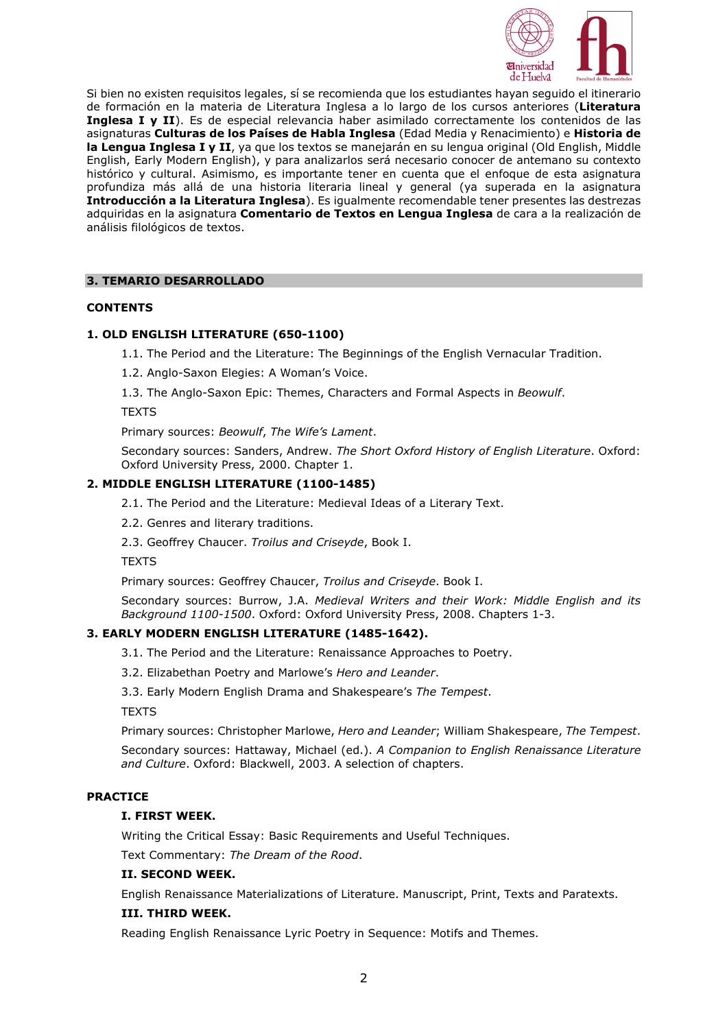Si bien no existen requisitos legales, sí se recomienda que los estudiantes hayan seguido el itinerario de formación en la materia de Literatura Inglesa a lo largo de los cursos anteriores (**Literatura Inglesa I y II**). Es de especial relevancia haber asimilado correctamente los contenidos de las asignaturas **Culturas de los Países de Habla Inglesa** (Edad Media y Renacimiento) e **Historia de la Lengua Inglesa I y II**, ya que los textos se manejarán en su lengua original (Old English, Middle English, Early Modern English), y para analizarlos será necesario conocer de antemano su contexto histórico y cultural. Asimismo, es importante tener en cuenta que el enfoque de esta asignatura profundiza más allá de una historia literaria lineal y general (ya superada en la asignatura **Introducción a la Literatura Inglesa**). Es igualmente recomendable tener presentes las destrezas adquiridas en la asignatura **Comentario de Textos en Lengua Inglesa** de cara a la realización de análisis filológicos de textos.

## 3. TEMARIO DESARROLLADO

### CONTENTS

#### 1. OLD ENGLISH LITERATURE (650-1100)

1.1. The Period and the Literature: The Beginnings of the English Vernacular Tradition.

1.2. Anglo-Saxon Elegies: A Woman's Voice.

1.3. The Anglo-Saxon Epic: Themes, Characters and Formal Aspects in *Beowulf*.

TEXTS

Primary sources: *Beowulf*, *The Wife's Lament*.

Secondary sources: Sanders, Andrew. *The Short Oxford History of English Literature*. Oxford: Oxford University Press, 2000. Chapter 1.

#### 2. MIDDLE ENGLISH LITERATURE (1100-1485)

2.1. The Period and the Literature: Medieval Ideas of a Literary Text.

2.2. Genres and literary traditions.

2.3. Geoffrey Chaucer. *Troilus and Criseyde*, Book I.

TEXTS

Primary sources: Geoffrey Chaucer, *Troilus and Criseyde*. Book I.

Secondary sources: Burrow, J.A. *Medieval Writers and their Work: Middle English and its Background 1100-1500*. Oxford: Oxford University Press, 2008. Chapters 1-3.

#### 3. EARLY MODERN ENGLISH LITERATURE (1485-1642).

3.1. The Period and the Literature: Renaissance Approaches to Poetry.

3.2. Elizabethan Poetry and Marlowe's *Hero and Leander*.

3.3. Early Modern English Drama and Shakespeare's *The Tempest*.

TEXTS

Primary sources: Christopher Marlowe, *Hero and Leander*; William Shakespeare, *The Tempest*.

Secondary sources: Hattaway, Michael (ed.). *A Companion to English Renaissance Literature and Culture*. Oxford: Blackwell, 2003. A selection of chapters.

### PRACTICE

#### I. FIRST WEEK.

Writing the Critical Essay: Basic Requirements and Useful Techniques.

Text Commentary: *The Dream of the Rood*.

#### II. SECOND WEEK.

English Renaissance Materializations of Literature. Manuscript, Print, Texts and Paratexts.

#### III. THIRD WEEK.

Reading English Renaissance Lyric Poetry in Sequence: Motifs and Themes.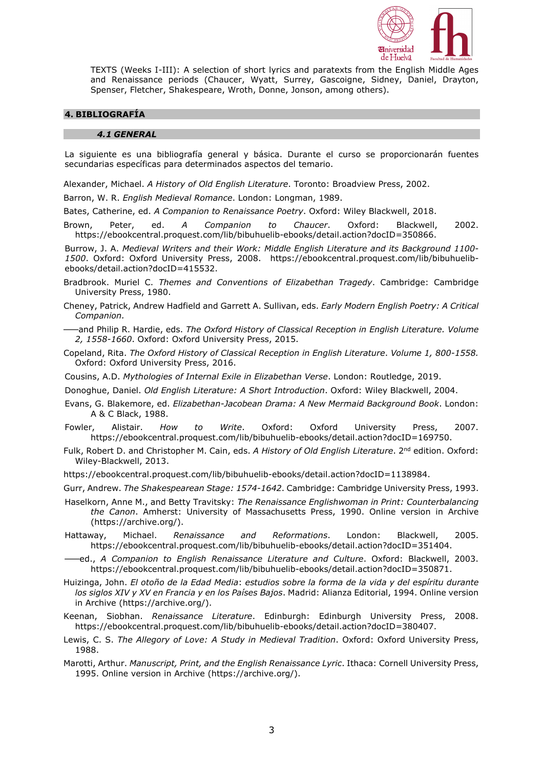TEXTS (Weeks I-III): A selection of short lyrics and paratexts from the English Middle Ages and Renaissance periods (Chaucer, Wyatt, Surrey, Gascoigne, Sidney, Daniel, Drayton, Spenser, Fletcher, Shakespeare, Wroth, Donne, Jonson, among others).

## 4. BIBLIOGRAFÍA

### *4.1 GENERAL*

La siguiente es una bibliografía general y básica. Durante el curso se proporcionarán fuentes secundarias específicas para determinados aspectos del temario.

Alexander, Michael. *A History of Old English Literature*. Toronto: Broadview Press, 2002.

Barron, W. R. *English Medieval Romance*. London: Longman, 1989.

Bates, Catherine, ed. *A Companion to Renaissance Poetry*. Oxford: Wiley Blackwell, 2018.

Brown, Peter, ed. *A Companion to Chaucer*. Oxford: Blackwell, 2002. https://ebookcentral.proquest.com/lib/bibuhuelib-ebooks/detail.action?docID=350866.

Burrow, J. A. *Medieval Writers and their Work: Middle English Literature and its Background 1100-1500*. Oxford: Oxford University Press, 2008. https://ebookcentral.proquest.com/lib/bibuhuelib-ebooks/detail.action?docID=415532.

Bradbrook. Muriel C. *Themes and Conventions of Elizabethan Tragedy*. Cambridge: Cambridge University Press, 1980.

Cheney, Patrick, Andrew Hadfield and Garrett A. Sullivan, eds. *Early Modern English Poetry: A Critical Companion.*

——and Philip R. Hardie, eds. *The Oxford History of Classical Reception in English Literature. Volume 2, 1558-1660*. Oxford: Oxford University Press, 2015.

Copeland, Rita. *The Oxford History of Classical Reception in English Literature*. *Volume 1, 800-1558.* Oxford: Oxford University Press, 2016.

Cousins, A.D. *Mythologies of Internal Exile in Elizabethan Verse*. London: Routledge, 2019.

Donoghue, Daniel. *Old English Literature: A Short Introduction*. Oxford: Wiley Blackwell, 2004.

Evans, G. Blakemore, ed. *Elizabethan-Jacobean Drama: A New Mermaid Background Book*. London: A & C Black, 1988.

Fowler, Alistair. *How to Write*. Oxford: Oxford University Press, 2007. https://ebookcentral.proquest.com/lib/bibuhuelib-ebooks/detail.action?docID=169750.

Fulk, Robert D. and Christopher M. Cain, eds. *A History of Old English Literature*. 2nd edition. Oxford: Wiley-Blackwell, 2013.

https://ebookcentral.proquest.com/lib/bibuhuelib-ebooks/detail.action?docID=1138984.

Gurr, Andrew. *The Shakespearean Stage: 1574-1642*. Cambridge: Cambridge University Press, 1993.

Haselkorn, Anne M., and Betty Travitsky: *The Renaissance Englishwoman in Print: Counterbalancing the Canon*. Amherst: University of Massachusetts Press, 1990. Online version in Archive (https://archive.org/).

Hattaway, Michael. *Renaissance and Reformations*. London: Blackwell, 2005. https://ebookcentral.proquest.com/lib/bibuhuelib-ebooks/detail.action?docID=351404.

——ed., *A Companion to English Renaissance Literature and Culture*. Oxford: Blackwell, 2003. https://ebookcentral.proquest.com/lib/bibuhuelib-ebooks/detail.action?docID=350871.

Huizinga, John. *El otoño de la Edad Media*: *estudios sobre la forma de la vida y del espíritu durante los siglos XIV y XV en Francia y en los Países Bajos*. Madrid: Alianza Editorial, 1994. Online version in Archive (https://archive.org/).

Keenan, Siobhan. *Renaissance Literature*. Edinburgh: Edinburgh University Press, 2008. https://ebookcentral.proquest.com/lib/bibuhuelib-ebooks/detail.action?docID=380407.

Lewis, C. S. *The Allegory of Love: A Study in Medieval Tradition*. Oxford: Oxford University Press, 1988.

Marotti, Arthur. *Manuscript, Print, and the English Renaissance Lyric*. Ithaca: Cornell University Press, 1995. Online version in Archive (https://archive.org/).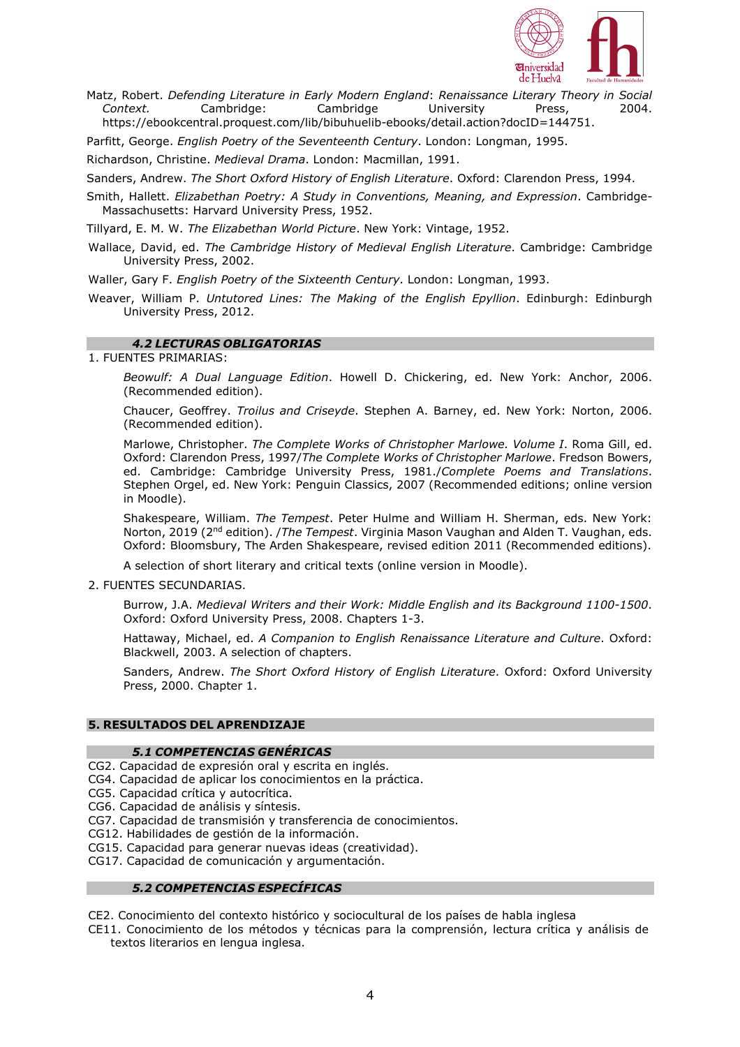Matz, Robert. *Defending Literature in Early Modern England*: *Renaissance Literary Theory in Social Context.* Cambridge: Cambridge University Press, 2004. https://ebookcentral.proquest.com/lib/bibuhuelib-ebooks/detail.action?docID=144751.

Parfitt, George. *English Poetry of the Seventeenth Century*. London: Longman, 1995.

Richardson, Christine. *Medieval Drama*. London: Macmillan, 1991.

Sanders, Andrew. *The Short Oxford History of English Literature*. Oxford: Clarendon Press, 1994.

Smith, Hallett. *Elizabethan Poetry: A Study in Conventions, Meaning, and Expression*. Cambridge-Massachusetts: Harvard University Press, 1952.

Tillyard, E. M. W. *The Elizabethan World Picture*. New York: Vintage, 1952.

Wallace, David, ed. *The Cambridge History of Medieval English Literature*. Cambridge: Cambridge University Press, 2002.

Waller, Gary F. *English Poetry of the Sixteenth Century*. London: Longman, 1993.

Weaver, William P. *Untutored Lines: The Making of the English Epyllion*. Edinburgh: Edinburgh University Press, 2012.

### 4.2 LECTURAS OBLIGATORIAS

1. FUENTES PRIMARIAS:

*Beowulf: A Dual Language Edition*. Howell D. Chickering, ed. New York: Anchor, 2006. (Recommended edition).

Chaucer, Geoffrey. *Troilus and Criseyde*. Stephen A. Barney, ed. New York: Norton, 2006. (Recommended edition).

Marlowe, Christopher. *The Complete Works of Christopher Marlowe. Volume I*. Roma Gill, ed. Oxford: Clarendon Press, 1997/*The Complete Works of Christopher Marlowe*. Fredson Bowers, ed. Cambridge: Cambridge University Press, 1981./*Complete Poems and Translations*. Stephen Orgel, ed. New York: Penguin Classics, 2007 (Recommended editions; online version in Moodle).

Shakespeare, William. *The Tempest*. Peter Hulme and William H. Sherman, eds. New York: Norton, 2019 (2nd edition). /*The Tempest*. Virginia Mason Vaughan and Alden T. Vaughan, eds. Oxford: Bloomsbury, The Arden Shakespeare, revised edition 2011 (Recommended editions).

A selection of short literary and critical texts (online version in Moodle).

2. FUENTES SECUNDARIAS.

Burrow, J.A. *Medieval Writers and their Work: Middle English and its Background 1100-1500*. Oxford: Oxford University Press, 2008. Chapters 1-3.

Hattaway, Michael, ed. *A Companion to English Renaissance Literature and Culture*. Oxford: Blackwell, 2003. A selection of chapters.

Sanders, Andrew. *The Short Oxford History of English Literature*. Oxford: Oxford University Press, 2000. Chapter 1.

## 5. RESULTADOS DEL APRENDIZAJE

### 5.1 COMPETENCIAS GENÉRICAS

CG2. Capacidad de expresión oral y escrita en inglés.
CG4. Capacidad de aplicar los conocimientos en la práctica.
CG5. Capacidad crítica y autocrítica.
CG6. Capacidad de análisis y síntesis.
CG7. Capacidad de transmisión y transferencia de conocimientos.
CG12. Habilidades de gestión de la información.
CG15. Capacidad para generar nuevas ideas (creatividad).
CG17. Capacidad de comunicación y argumentación.

### 5.2 COMPETENCIAS ESPECÍFICAS

CE2. Conocimiento del contexto histórico y sociocultural de los países de habla inglesa
CE11. Conocimiento de los métodos y técnicas para la comprensión, lectura crítica y análisis de textos literarios en lengua inglesa.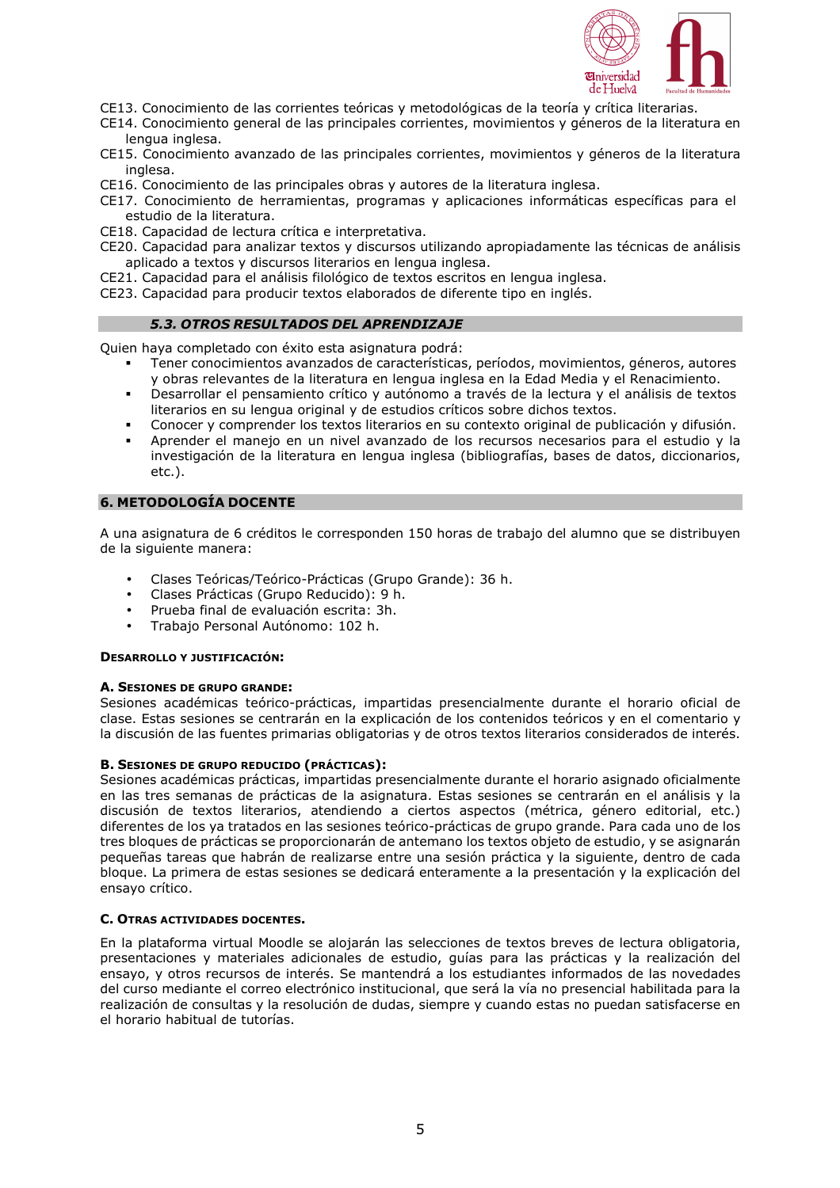CE13. Conocimiento de las corrientes teóricas y metodológicas de la teoría y crítica literarias.
CE14. Conocimiento general de las principales corrientes, movimientos y géneros de la literatura en lengua inglesa.
CE15. Conocimiento avanzado de las principales corrientes, movimientos y géneros de la literatura inglesa.
CE16. Conocimiento de las principales obras y autores de la literatura inglesa.
CE17. Conocimiento de herramientas, programas y aplicaciones informáticas específicas para el estudio de la literatura.
CE18. Capacidad de lectura crítica e interpretativa.
CE20. Capacidad para analizar textos y discursos utilizando apropiadamente las técnicas de análisis aplicado a textos y discursos literarios en lengua inglesa.
CE21. Capacidad para el análisis filológico de textos escritos en lengua inglesa.
CE23. Capacidad para producir textos elaborados de diferente tipo en inglés.

### *5.3. OTROS RESULTADOS DEL APRENDIZAJE*

Quien haya completado con éxito esta asignatura podrá:

- Tener conocimientos avanzados de características, períodos, movimientos, géneros, autores y obras relevantes de la literatura en lengua inglesa en la Edad Media y el Renacimiento.
- Desarrollar el pensamiento crítico y autónomo a través de la lectura y el análisis de textos literarios en su lengua original y de estudios críticos sobre dichos textos.
- Conocer y comprender los textos literarios en su contexto original de publicación y difusión.
- Aprender el manejo en un nivel avanzado de los recursos necesarios para el estudio y la investigación de la literatura en lengua inglesa (bibliografías, bases de datos, diccionarios, etc.).

## 6. METODOLOGÍA DOCENTE

A una asignatura de 6 créditos le corresponden 150 horas de trabajo del alumno que se distribuyen de la siguiente manera:

- Clases Teóricas/Teórico-Prácticas (Grupo Grande): 36 h.
- Clases Prácticas (Grupo Reducido): 9 h.
- Prueba final de evaluación escrita: 3h.
- Trabajo Personal Autónomo: 102 h.

**DESARROLLO Y JUSTIFICACIÓN:**

**A. SESIONES DE GRUPO GRANDE:**
Sesiones académicas teórico-prácticas, impartidas presencialmente durante el horario oficial de clase. Estas sesiones se centrarán en la explicación de los contenidos teóricos y en el comentario y la discusión de las fuentes primarias obligatorias y de otros textos literarios considerados de interés.

**B. SESIONES DE GRUPO REDUCIDO (PRÁCTICAS):**
Sesiones académicas prácticas, impartidas presencialmente durante el horario asignado oficialmente en las tres semanas de prácticas de la asignatura. Estas sesiones se centrarán en el análisis y la discusión de textos literarios, atendiendo a ciertos aspectos (métrica, género editorial, etc.) diferentes de los ya tratados en las sesiones teórico-prácticas de grupo grande. Para cada uno de los tres bloques de prácticas se proporcionarán de antemano los textos objeto de estudio, y se asignarán pequeñas tareas que habrán de realizarse entre una sesión práctica y la siguiente, dentro de cada bloque. La primera de estas sesiones se dedicará enteramente a la presentación y la explicación del ensayo crítico.

**C. OTRAS ACTIVIDADES DOCENTES.**

En la plataforma virtual Moodle se alojarán las selecciones de textos breves de lectura obligatoria, presentaciones y materiales adicionales de estudio, guías para las prácticas y la realización del ensayo, y otros recursos de interés. Se mantendrá a los estudiantes informados de las novedades del curso mediante el correo electrónico institucional, que será la vía no presencial habilitada para la realización de consultas y la resolución de dudas, siempre y cuando estas no puedan satisfacerse en el horario habitual de tutorías.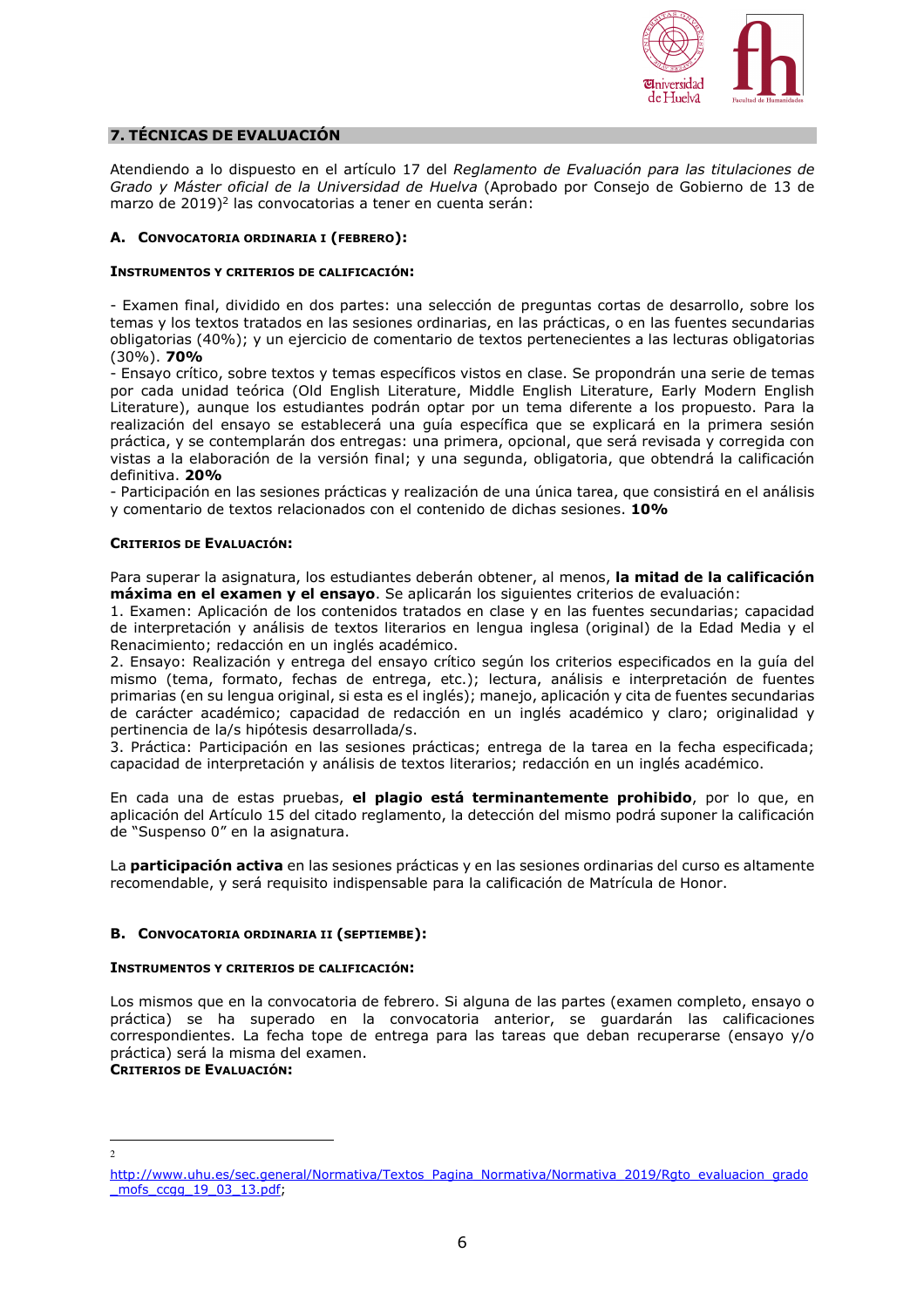## 7. TÉCNICAS DE EVALUACIÓN

Atendiendo a lo dispuesto en el artículo 17 del *Reglamento de Evaluación para las titulaciones de Grado y Máster oficial de la Universidad de Huelva* (Aprobado por Consejo de Gobierno de 13 de marzo de 2019)[2] las convocatorias a tener en cuenta serán:

### A. Convocatoria ordinaria I (febrero):

**Instrumentos y criterios de calificación:**

- Examen final, dividido en dos partes: una selección de preguntas cortas de desarrollo, sobre los temas y los textos tratados en las sesiones ordinarias, en las prácticas, o en las fuentes secundarias obligatorias (40%); y un ejercicio de comentario de textos pertenecientes a las lecturas obligatorias (30%). **70%**
- Ensayo crítico, sobre textos y temas específicos vistos en clase. Se propondrán una serie de temas por cada unidad teórica (Old English Literature, Middle English Literature, Early Modern English Literature), aunque los estudiantes podrán optar por un tema diferente a los propuesto. Para la realización del ensayo se establecerá una guía específica que se explicará en la primera sesión práctica, y se contemplarán dos entregas: una primera, opcional, que será revisada y corregida con vistas a la elaboración de la versión final; y una segunda, obligatoria, que obtendrá la calificación definitiva. **20%**
- Participación en las sesiones prácticas y realización de una única tarea, que consistirá en el análisis y comentario de textos relacionados con el contenido de dichas sesiones. **10%**

**Criterios de Evaluación:**

Para superar la asignatura, los estudiantes deberán obtener, al menos, **la mitad de la calificación máxima en el examen y el ensayo**. Se aplicarán los siguientes criterios de evaluación:
1. Examen: Aplicación de los contenidos tratados en clase y en las fuentes secundarias; capacidad de interpretación y análisis de textos literarios en lengua inglesa (original) de la Edad Media y el Renacimiento; redacción en un inglés académico.
2. Ensayo: Realización y entrega del ensayo crítico según los criterios especificados en la guía del mismo (tema, formato, fechas de entrega, etc.); lectura, análisis e interpretación de fuentes primarias (en su lengua original, si esta es el inglés); manejo, aplicación y cita de fuentes secundarias de carácter académico; capacidad de redacción en un inglés académico y claro; originalidad y pertinencia de la/s hipótesis desarrollada/s.
3. Práctica: Participación en las sesiones prácticas; entrega de la tarea en la fecha especificada; capacidad de interpretación y análisis de textos literarios; redacción en un inglés académico.

En cada una de estas pruebas, **el plagio está terminantemente prohibido**, por lo que, en aplicación del Artículo 15 del citado reglamento, la detección del mismo podrá suponer la calificación de "Suspenso 0" en la asignatura.

La **participación activa** en las sesiones prácticas y en las sesiones ordinarias del curso es altamente recomendable, y será requisito indispensable para la calificación de Matrícula de Honor.

### B. Convocatoria ordinaria II (septiembe):

**Instrumentos y criterios de calificación:**

Los mismos que en la convocatoria de febrero. Si alguna de las partes (examen completo, ensayo o práctica) se ha superado en la convocatoria anterior, se guardarán las calificaciones correspondientes. La fecha tope de entrega para las tareas que deban recuperarse (ensayo y/o práctica) será la misma del examen.

**Criterios de Evaluación:**

---

[2] http://www.uhu.es/sec.general/Normativa/Textos_Pagina_Normativa/Normativa_2019/Rgto_evaluacion_grado_mofs_ccgg_19_03_13.pdf;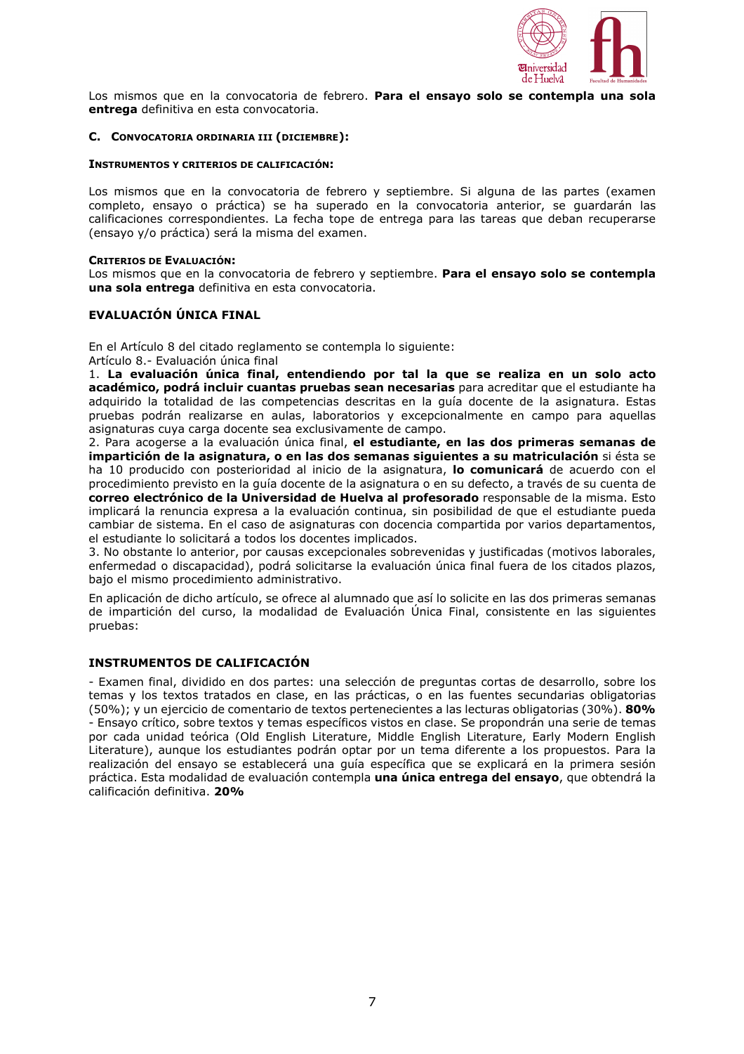Los mismos que en la convocatoria de febrero. **Para el ensayo solo se contempla una sola entrega** definitiva en esta convocatoria.

### C. CONVOCATORIA ORDINARIA III (DICIEMBRE):

#### INSTRUMENTOS Y CRITERIOS DE CALIFICACIÓN:

Los mismos que en la convocatoria de febrero y septiembre. Si alguna de las partes (examen completo, ensayo o práctica) se ha superado en la convocatoria anterior, se guardarán las calificaciones correspondientes. La fecha tope de entrega para las tareas que deban recuperarse (ensayo y/o práctica) será la misma del examen.

#### CRITERIOS DE EVALUACIÓN:

Los mismos que en la convocatoria de febrero y septiembre. **Para el ensayo solo se contempla una sola entrega** definitiva en esta convocatoria.

## EVALUACIÓN ÚNICA FINAL

En el Artículo 8 del citado reglamento se contempla lo siguiente:
Artículo 8.- Evaluación única final
1. **La evaluación única final, entendiendo por tal la que se realiza en un solo acto académico, podrá incluir cuantas pruebas sean necesarias** para acreditar que el estudiante ha adquirido la totalidad de las competencias descritas en la guía docente de la asignatura. Estas pruebas podrán realizarse en aulas, laboratorios y excepcionalmente en campo para aquellas asignaturas cuya carga docente sea exclusivamente de campo.
2. Para acogerse a la evaluación única final, **el estudiante, en las dos primeras semanas de impartición de la asignatura, o en las dos semanas siguientes a su matriculación** si ésta se ha 10 producido con posterioridad al inicio de la asignatura, **lo comunicará** de acuerdo con el procedimiento previsto en la guía docente de la asignatura o en su defecto, a través de su cuenta de **correo electrónico de la Universidad de Huelva al profesorado** responsable de la misma. Esto implicará la renuncia expresa a la evaluación continua, sin posibilidad de que el estudiante pueda cambiar de sistema. En el caso de asignaturas con docencia compartida por varios departamentos, el estudiante lo solicitará a todos los docentes implicados.
3. No obstante lo anterior, por causas excepcionales sobrevenidas y justificadas (motivos laborales, enfermedad o discapacidad), podrá solicitarse la evaluación única final fuera de los citados plazos, bajo el mismo procedimiento administrativo.

En aplicación de dicho artículo, se ofrece al alumnado que así lo solicite en las dos primeras semanas de impartición del curso, la modalidad de Evaluación Única Final, consistente en las siguientes pruebas:

## INSTRUMENTOS DE CALIFICACIÓN

- Examen final, dividido en dos partes: una selección de preguntas cortas de desarrollo, sobre los temas y los textos tratados en clase, en las prácticas, o en las fuentes secundarias obligatorias (50%); y un ejercicio de comentario de textos pertenecientes a las lecturas obligatorias (30%). **80%**
- Ensayo crítico, sobre textos y temas específicos vistos en clase. Se propondrán una serie de temas por cada unidad teórica (Old English Literature, Middle English Literature, Early Modern English Literature), aunque los estudiantes podrán optar por un tema diferente a los propuestos. Para la realización del ensayo se establecerá una guía específica que se explicará en la primera sesión práctica. Esta modalidad de evaluación contempla **una única entrega del ensayo**, que obtendrá la calificación definitiva. **20%**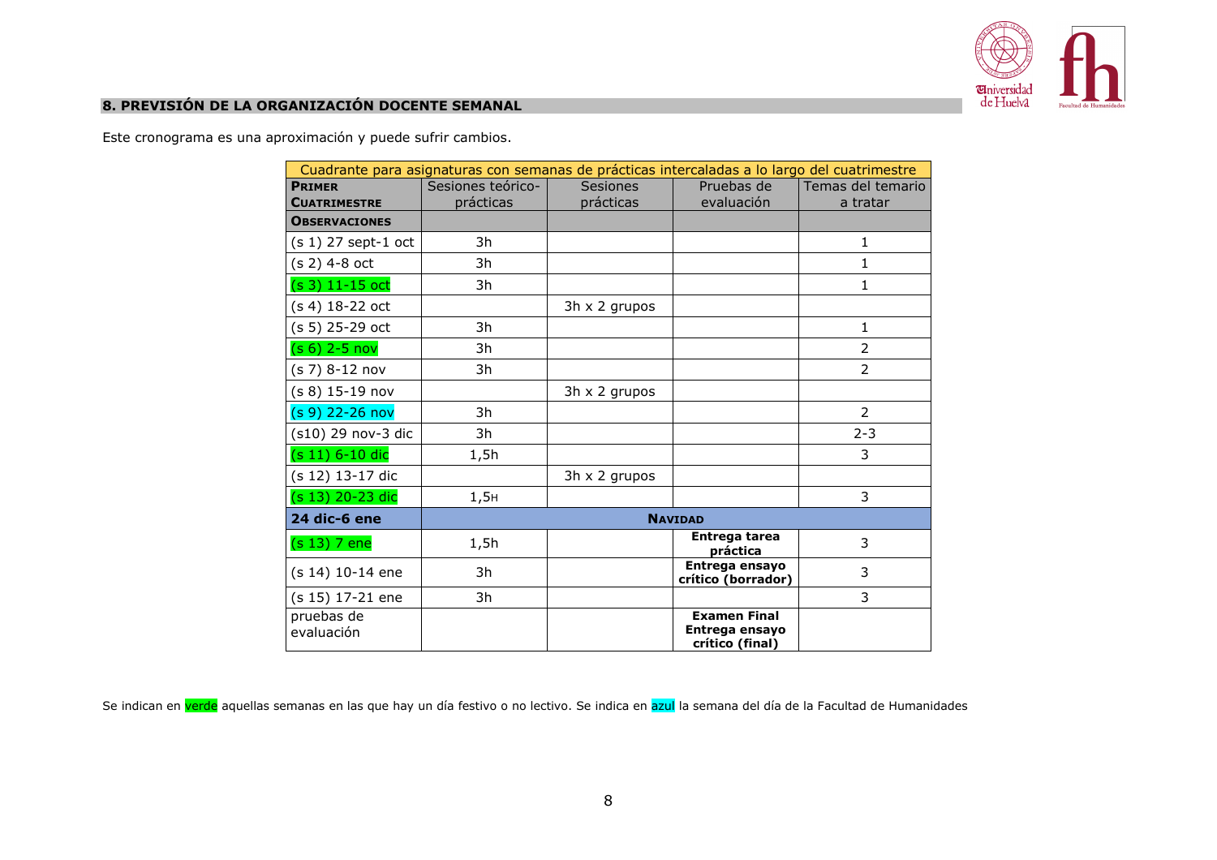## 8. PREVISIÓN DE LA ORGANIZACIÓN DOCENTE SEMANAL

Este cronograma es una aproximación y puede sufrir cambios.

| Cuadrante para asignaturas con semanas de prácticas intercaladas a lo largo del cuatrimestre | | | | |
|---|---|---|---|---|
| **PRIMER CUATRIMESTRE** | Sesiones teórico-prácticas | Sesiones prácticas | Pruebas de evaluación | Temas del temario a tratar |
| **OBSERVACIONES** | | | | |
| (s 1) 27 sept-1 oct | 3h | | | 1 |
| (s 2) 4-8 oct | 3h | | | 1 |
| (s 3) 11-15 oct | 3h | | | 1 |
| (s 4) 18-22 oct | | 3h x 2 grupos | | |
| (s 5) 25-29 oct | 3h | | | 1 |
| (s 6) 2-5 nov | 3h | | | 2 |
| (s 7) 8-12 nov | 3h | | | 2 |
| (s 8) 15-19 nov | | 3h x 2 grupos | | |
| (s 9) 22-26 nov | 3h | | | 2 |
| (s10) 29 nov-3 dic | 3h | | | 2-3 |
| (s 11) 6-10 dic | 1,5h | | | 3 |
| (s 12) 13-17 dic | | 3h x 2 grupos | | |
| (s 13) 20-23 dic | 1,5H | | | 3 |
| **24 dic-6 ene** | **NAVIDAD** | | | |
| (s 13) 7 ene | 1,5h | | **Entrega tarea práctica** | 3 |
| (s 14) 10-14 ene | 3h | | **Entrega ensayo crítico (borrador)** | 3 |
| (s 15) 17-21 ene | 3h | | | 3 |
| pruebas de evaluación | | | **Examen Final Entrega ensayo crítico (final)** | |

Se indican en verde aquellas semanas en las que hay un día festivo o no lectivo. Se indica en azul la semana del día de la Facultad de Humanidades